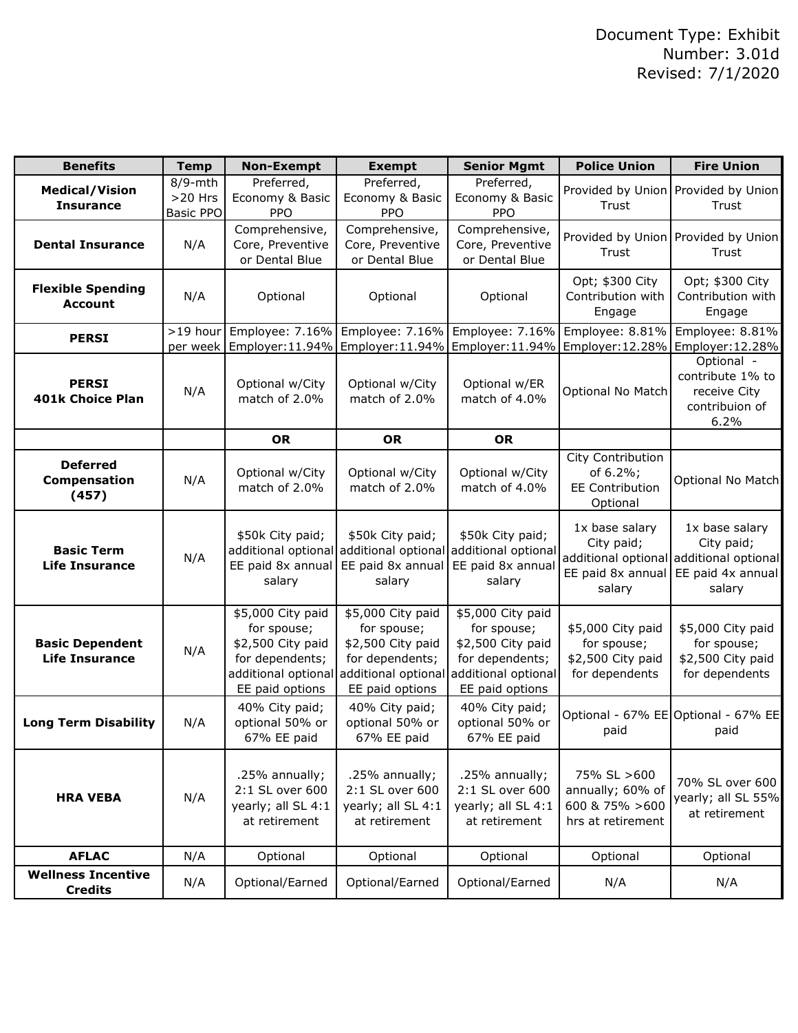Document Type: Exhibit
Number: 3.01d
Revised: 7/1/2020

| Benefits | Temp | Non-Exempt | Exempt | Senior Mgmt | Police Union | Fire Union |
|---|---|---|---|---|---|---|
| **Medical/Vision Insurance** | 8/9-mth >20 Hrs Basic PPO | Preferred, Economy & Basic PPO | Preferred, Economy & Basic PPO | Preferred, Economy & Basic PPO | Provided by Union Trust | Provided by Union Trust |
| **Dental Insurance** | N/A | Comprehensive, Core, Preventive or Dental Blue | Comprehensive, Core, Preventive or Dental Blue | Comprehensive, Core, Preventive or Dental Blue | Provided by Union Trust | Provided by Union Trust |
| **Flexible Spending Account** | N/A | Optional | Optional | Optional | Opt; $300 City Contribution with Engage | Opt; $300 City Contribution with Engage |
| **PERSI** | >19 hour per week | Employee: 7.16% Employer:11.94% | Employee: 7.16% Employer:11.94% | Employee: 7.16% Employer:11.94% | Employee: 8.81% Employer:12.28% | Employee: 8.81% Employer:12.28% |
| **PERSI 401k Choice Plan** | N/A | Optional w/City match of 2.0% | Optional w/City match of 2.0% | Optional w/ER match of 4.0% | Optional No Match | Optional - contribute 1% to receive City contribuion of 6.2% |
| | | **OR** | **OR** | **OR** | | |
| **Deferred Compensation (457)** | N/A | Optional w/City match of 2.0% | Optional w/City match of 2.0% | Optional w/City match of 4.0% | City Contribution of 6.2%; EE Contribution Optional | Optional No Match |
| **Basic Term Life Insurance** | N/A | $50k City paid; additional optional EE paid 8x annual salary | $50k City paid; additional optional EE paid 8x annual salary | $50k City paid; additional optional EE paid 8x annual salary | 1x base salary City paid; additional optional EE paid 8x annual salary | 1x base salary City paid; additional optional EE paid 4x annual salary |
| **Basic Dependent Life Insurance** | N/A | $5,000 City paid for spouse; $2,500 City paid for dependents; additional optional EE paid options | $5,000 City paid for spouse; $2,500 City paid for dependents; additional optional EE paid options | $5,000 City paid for spouse; $2,500 City paid for dependents; additional optional EE paid options | $5,000 City paid for spouse; $2,500 City paid for dependents | $5,000 City paid for spouse; $2,500 City paid for dependents |
| **Long Term Disability** | N/A | 40% City paid; optional 50% or 67% EE paid | 40% City paid; optional 50% or 67% EE paid | 40% City paid; optional 50% or 67% EE paid | Optional - 67% EE paid | Optional - 67% EE paid |
| **HRA VEBA** | N/A | .25% annually; 2:1 SL over 600 yearly; all SL 4:1 at retirement | .25% annually; 2:1 SL over 600 yearly; all SL 4:1 at retirement | .25% annually; 2:1 SL over 600 yearly; all SL 4:1 at retirement | 75% SL >600 annually; 60% of 600 & 75% >600 hrs at retirement | 70% SL over 600 yearly; all SL 55% at retirement |
| **AFLAC** | N/A | Optional | Optional | Optional | Optional | Optional |
| **Wellness Incentive Credits** | N/A | Optional/Earned | Optional/Earned | Optional/Earned | N/A | N/A |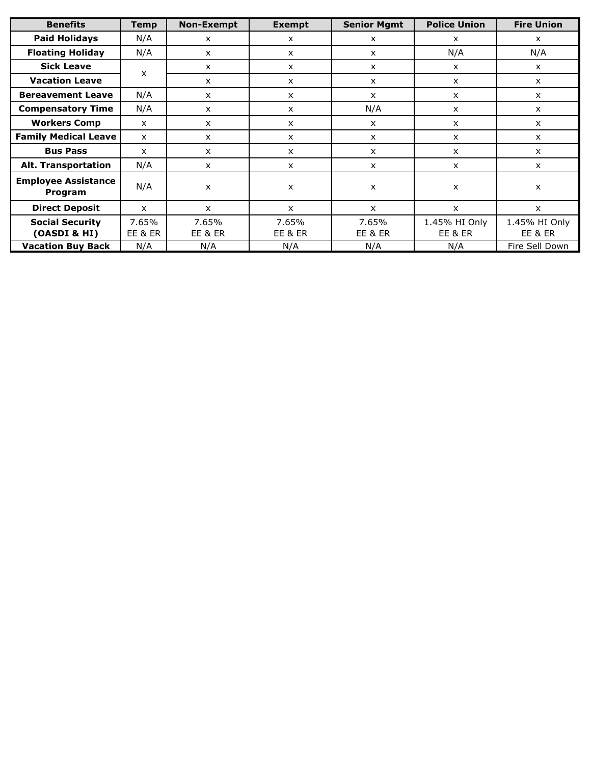| Benefits | Temp | Non-Exempt | Exempt | Senior Mgmt | Police Union | Fire Union |
|---|---|---|---|---|---|---|
| **Paid Holidays** | N/A | x | x | x | x | x |
| **Floating Holiday** | N/A | x | x | x | N/A | N/A |
| **Sick Leave** | x | x | x | x | x | x |
| **Vacation Leave** | | x | x | x | x | x |
| **Bereavement Leave** | N/A | x | x | x | x | x |
| **Compensatory Time** | N/A | x | x | N/A | x | x |
| **Workers Comp** | x | x | x | x | x | x |
| **Family Medical Leave** | x | x | x | x | x | x |
| **Bus Pass** | x | x | x | x | x | x |
| **Alt. Transportation** | N/A | x | x | x | x | x |
| **Employee Assistance Program** | N/A | x | x | x | x | x |
| **Direct Deposit** | x | x | x | x | x | x |
| **Social Security (OASDI & HI)** | 7.65% EE & ER | 7.65% EE & ER | 7.65% EE & ER | 7.65% EE & ER | 1.45% HI Only EE & ER | 1.45% HI Only EE & ER |
| **Vacation Buy Back** | N/A | N/A | N/A | N/A | N/A | Fire Sell Down |